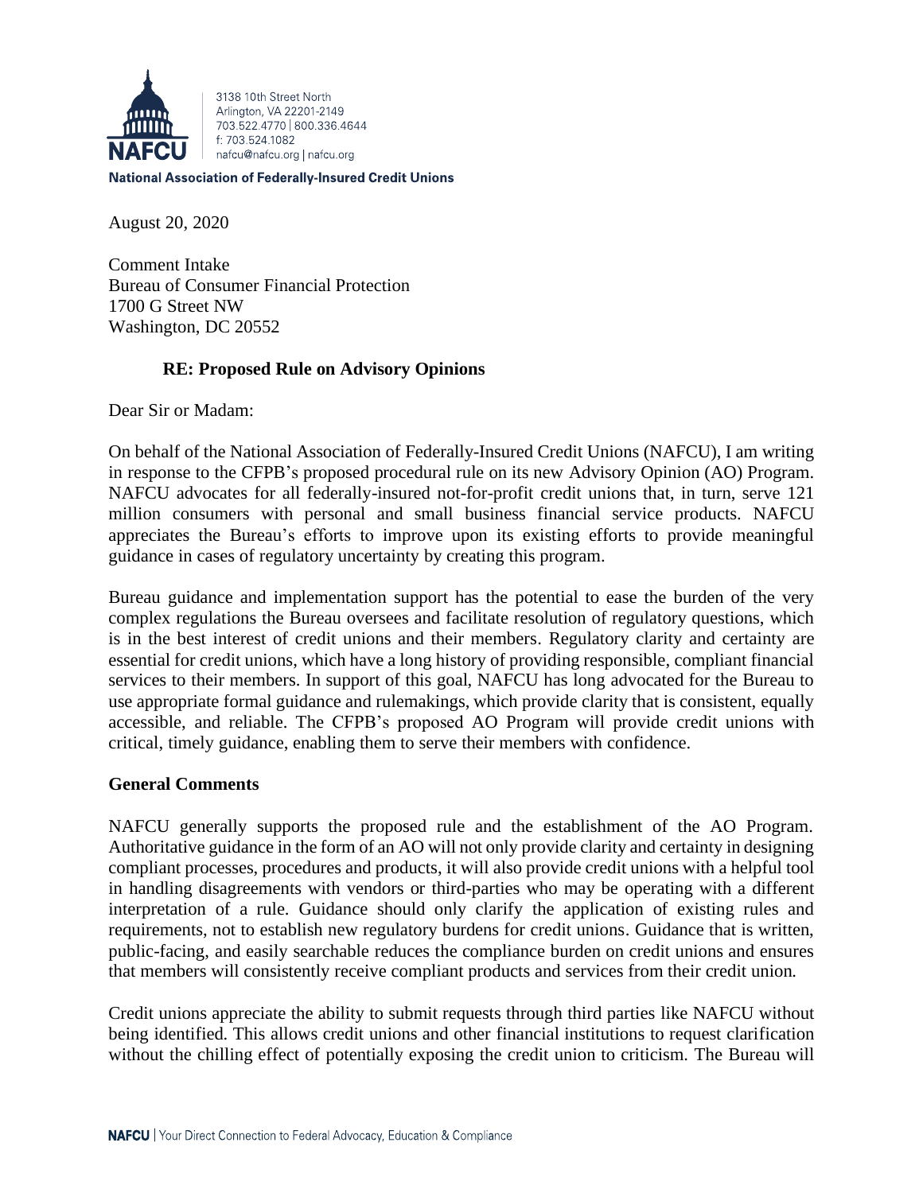3138 10th Street North
Arlington, VA 22201-2149
703.522.4770 | 800.336.4644
f: 703.524.1082
nafcu@nafcu.org | nafcu.org

**National Association of Federally-Insured Credit Unions**

August 20, 2020

Comment Intake
Bureau of Consumer Financial Protection
1700 G Street NW
Washington, DC 20552

**RE: Proposed Rule on Advisory Opinions**

Dear Sir or Madam:

On behalf of the National Association of Federally-Insured Credit Unions (NAFCU), I am writing in response to the CFPB's proposed procedural rule on its new Advisory Opinion (AO) Program. NAFCU advocates for all federally-insured not-for-profit credit unions that, in turn, serve 121 million consumers with personal and small business financial service products. NAFCU appreciates the Bureau's efforts to improve upon its existing efforts to provide meaningful guidance in cases of regulatory uncertainty by creating this program.

Bureau guidance and implementation support has the potential to ease the burden of the very complex regulations the Bureau oversees and facilitate resolution of regulatory questions, which is in the best interest of credit unions and their members. Regulatory clarity and certainty are essential for credit unions, which have a long history of providing responsible, compliant financial services to their members. In support of this goal, NAFCU has long advocated for the Bureau to use appropriate formal guidance and rulemakings, which provide clarity that is consistent, equally accessible, and reliable. The CFPB's proposed AO Program will provide credit unions with critical, timely guidance, enabling them to serve their members with confidence.

**General Comments**

NAFCU generally supports the proposed rule and the establishment of the AO Program. Authoritative guidance in the form of an AO will not only provide clarity and certainty in designing compliant processes, procedures and products, it will also provide credit unions with a helpful tool in handling disagreements with vendors or third-parties who may be operating with a different interpretation of a rule. Guidance should only clarify the application of existing rules and requirements, not to establish new regulatory burdens for credit unions. Guidance that is written, public-facing, and easily searchable reduces the compliance burden on credit unions and ensures that members will consistently receive compliant products and services from their credit union.

Credit unions appreciate the ability to submit requests through third parties like NAFCU without being identified. This allows credit unions and other financial institutions to request clarification without the chilling effect of potentially exposing the credit union to criticism. The Bureau will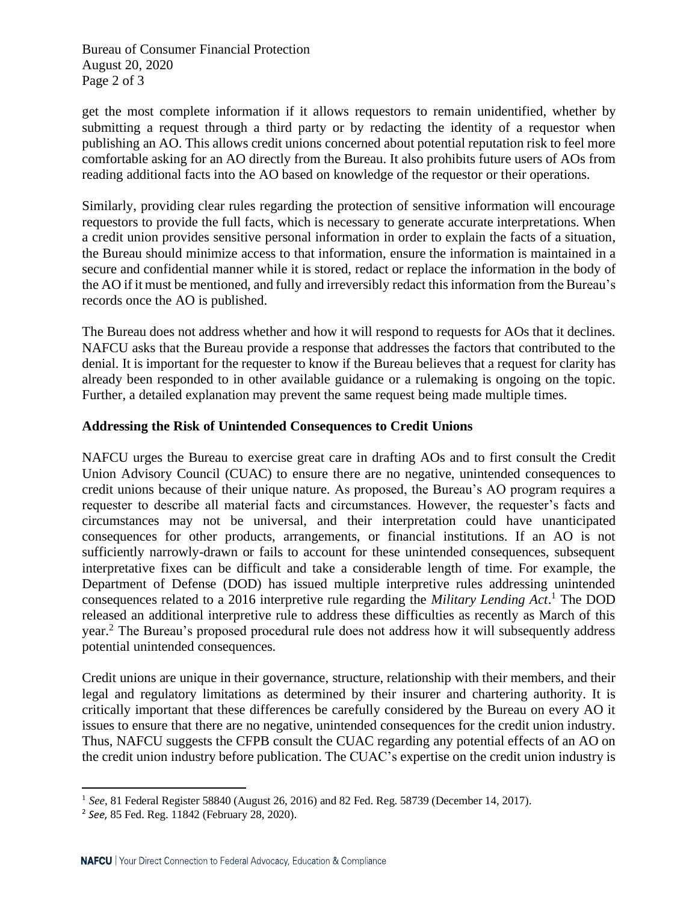get the most complete information if it allows requestors to remain unidentified, whether by submitting a request through a third party or by redacting the identity of a requestor when publishing an AO. This allows credit unions concerned about potential reputation risk to feel more comfortable asking for an AO directly from the Bureau. It also prohibits future users of AOs from reading additional facts into the AO based on knowledge of the requestor or their operations.

Similarly, providing clear rules regarding the protection of sensitive information will encourage requestors to provide the full facts, which is necessary to generate accurate interpretations. When a credit union provides sensitive personal information in order to explain the facts of a situation, the Bureau should minimize access to that information, ensure the information is maintained in a secure and confidential manner while it is stored, redact or replace the information in the body of the AO if it must be mentioned, and fully and irreversibly redact this information from the Bureau's records once the AO is published.

The Bureau does not address whether and how it will respond to requests for AOs that it declines. NAFCU asks that the Bureau provide a response that addresses the factors that contributed to the denial. It is important for the requester to know if the Bureau believes that a request for clarity has already been responded to in other available guidance or a rulemaking is ongoing on the topic. Further, a detailed explanation may prevent the same request being made multiple times.

**Addressing the Risk of Unintended Consequences to Credit Unions**

NAFCU urges the Bureau to exercise great care in drafting AOs and to first consult the Credit Union Advisory Council (CUAC) to ensure there are no negative, unintended consequences to credit unions because of their unique nature. As proposed, the Bureau's AO program requires a requester to describe all material facts and circumstances. However, the requester's facts and circumstances may not be universal, and their interpretation could have unanticipated consequences for other products, arrangements, or financial institutions. If an AO is not sufficiently narrowly-drawn or fails to account for these unintended consequences, subsequent interpretative fixes can be difficult and take a considerable length of time. For example, the Department of Defense (DOD) has issued multiple interpretive rules addressing unintended consequences related to a 2016 interpretive rule regarding the *Military Lending Act*.[1] The DOD released an additional interpretive rule to address these difficulties as recently as March of this year.[2] The Bureau's proposed procedural rule does not address how it will subsequently address potential unintended consequences.

Credit unions are unique in their governance, structure, relationship with their members, and their legal and regulatory limitations as determined by their insurer and chartering authority. It is critically important that these differences be carefully considered by the Bureau on every AO it issues to ensure that there are no negative, unintended consequences for the credit union industry. Thus, NAFCU suggests the CFPB consult the CUAC regarding any potential effects of an AO on the credit union industry before publication. The CUAC's expertise on the credit union industry is

---

[1] *See*, 81 Federal Register 58840 (August 26, 2016) and 82 Fed. Reg. 58739 (December 14, 2017).

[2] *See,* 85 Fed. Reg. 11842 (February 28, 2020).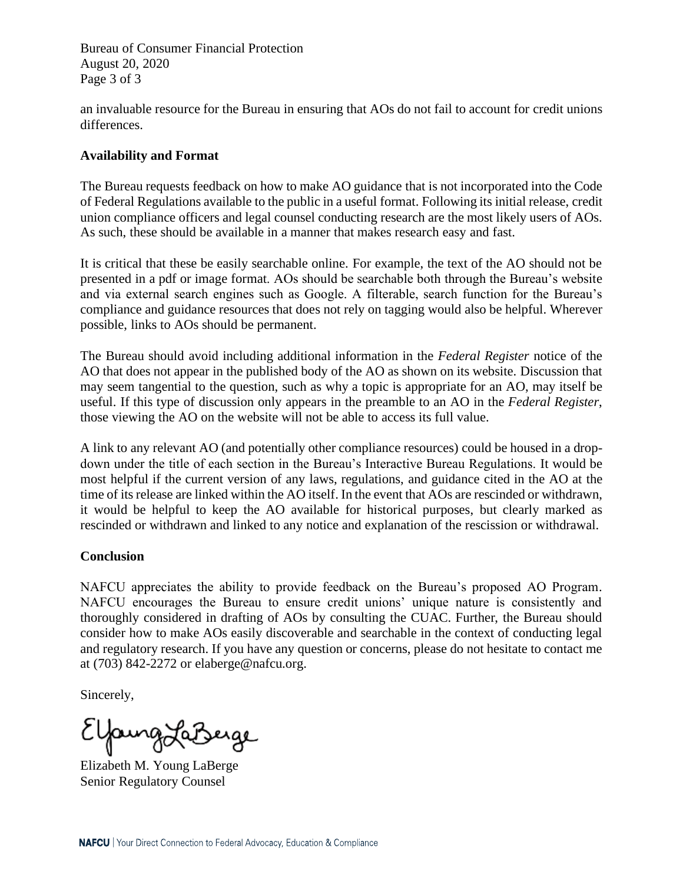an invaluable resource for the Bureau in ensuring that AOs do not fail to account for credit unions differences.

**Availability and Format**

The Bureau requests feedback on how to make AO guidance that is not incorporated into the Code of Federal Regulations available to the public in a useful format. Following its initial release, credit union compliance officers and legal counsel conducting research are the most likely users of AOs. As such, these should be available in a manner that makes research easy and fast.

It is critical that these be easily searchable online. For example, the text of the AO should not be presented in a pdf or image format. AOs should be searchable both through the Bureau's website and via external search engines such as Google. A filterable, search function for the Bureau's compliance and guidance resources that does not rely on tagging would also be helpful. Wherever possible, links to AOs should be permanent.

The Bureau should avoid including additional information in the *Federal Register* notice of the AO that does not appear in the published body of the AO as shown on its website. Discussion that may seem tangential to the question, such as why a topic is appropriate for an AO, may itself be useful. If this type of discussion only appears in the preamble to an AO in the *Federal Register*, those viewing the AO on the website will not be able to access its full value.

A link to any relevant AO (and potentially other compliance resources) could be housed in a drop-down under the title of each section in the Bureau's Interactive Bureau Regulations. It would be most helpful if the current version of any laws, regulations, and guidance cited in the AO at the time of its release are linked within the AO itself. In the event that AOs are rescinded or withdrawn, it would be helpful to keep the AO available for historical purposes, but clearly marked as rescinded or withdrawn and linked to any notice and explanation of the rescission or withdrawal.

**Conclusion**

NAFCU appreciates the ability to provide feedback on the Bureau's proposed AO Program. NAFCU encourages the Bureau to ensure credit unions' unique nature is consistently and thoroughly considered in drafting of AOs by consulting the CUAC. Further, the Bureau should consider how to make AOs easily discoverable and searchable in the context of conducting legal and regulatory research. If you have any question or concerns, please do not hesitate to contact me at (703) 842-2272 or elaberge@nafcu.org.

Sincerely,

Elizabeth M. Young LaBerge
Senior Regulatory Counsel